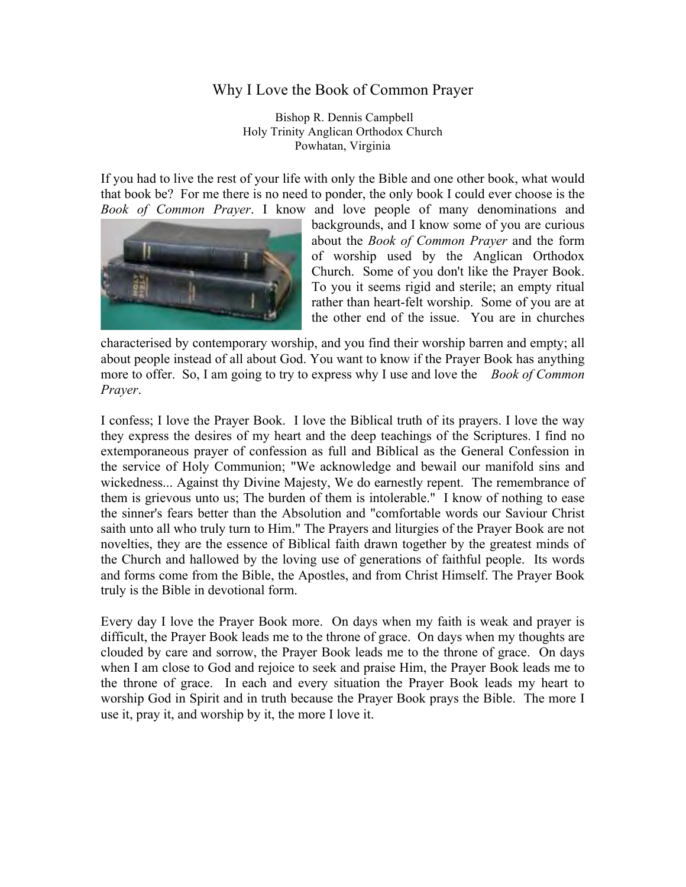# Why I Love the Book of Common Prayer

Bishop R. Dennis Campbell
Holy Trinity Anglican Orthodox Church
Powhatan, Virginia

If you had to live the rest of your life with only the Bible and one other book, what would that book be? For me there is no need to ponder, the only book I could ever choose is the *Book of Common Prayer*. I know and love people of many denominations and backgrounds, and I know some of you are curious about the *Book of Common Prayer* and the form of worship used by the Anglican Orthodox Church. Some of you don't like the Prayer Book. To you it seems rigid and sterile; an empty ritual rather than heart-felt worship. Some of you are at the other end of the issue. You are in churches characterised by contemporary worship, and you find their worship barren and empty; all about people instead of all about God. You want to know if the Prayer Book has anything more to offer. So, I am going to try to express why I use and love the *Book of Common Prayer*.

I confess; I love the Prayer Book. I love the Biblical truth of its prayers. I love the way they express the desires of my heart and the deep teachings of the Scriptures. I find no extemporaneous prayer of confession as full and Biblical as the General Confession in the service of Holy Communion; "We acknowledge and bewail our manifold sins and wickedness... Against thy Divine Majesty, We do earnestly repent. The remembrance of them is grievous unto us; The burden of them is intolerable." I know of nothing to ease the sinner's fears better than the Absolution and "comfortable words our Saviour Christ saith unto all who truly turn to Him." The Prayers and liturgies of the Prayer Book are not novelties, they are the essence of Biblical faith drawn together by the greatest minds of the Church and hallowed by the loving use of generations of faithful people. Its words and forms come from the Bible, the Apostles, and from Christ Himself. The Prayer Book truly is the Bible in devotional form.

Every day I love the Prayer Book more. On days when my faith is weak and prayer is difficult, the Prayer Book leads me to the throne of grace. On days when my thoughts are clouded by care and sorrow, the Prayer Book leads me to the throne of grace. On days when I am close to God and rejoice to seek and praise Him, the Prayer Book leads me to the throne of grace. In each and every situation the Prayer Book leads my heart to worship God in Spirit and in truth because the Prayer Book prays the Bible. The more I use it, pray it, and worship by it, the more I love it.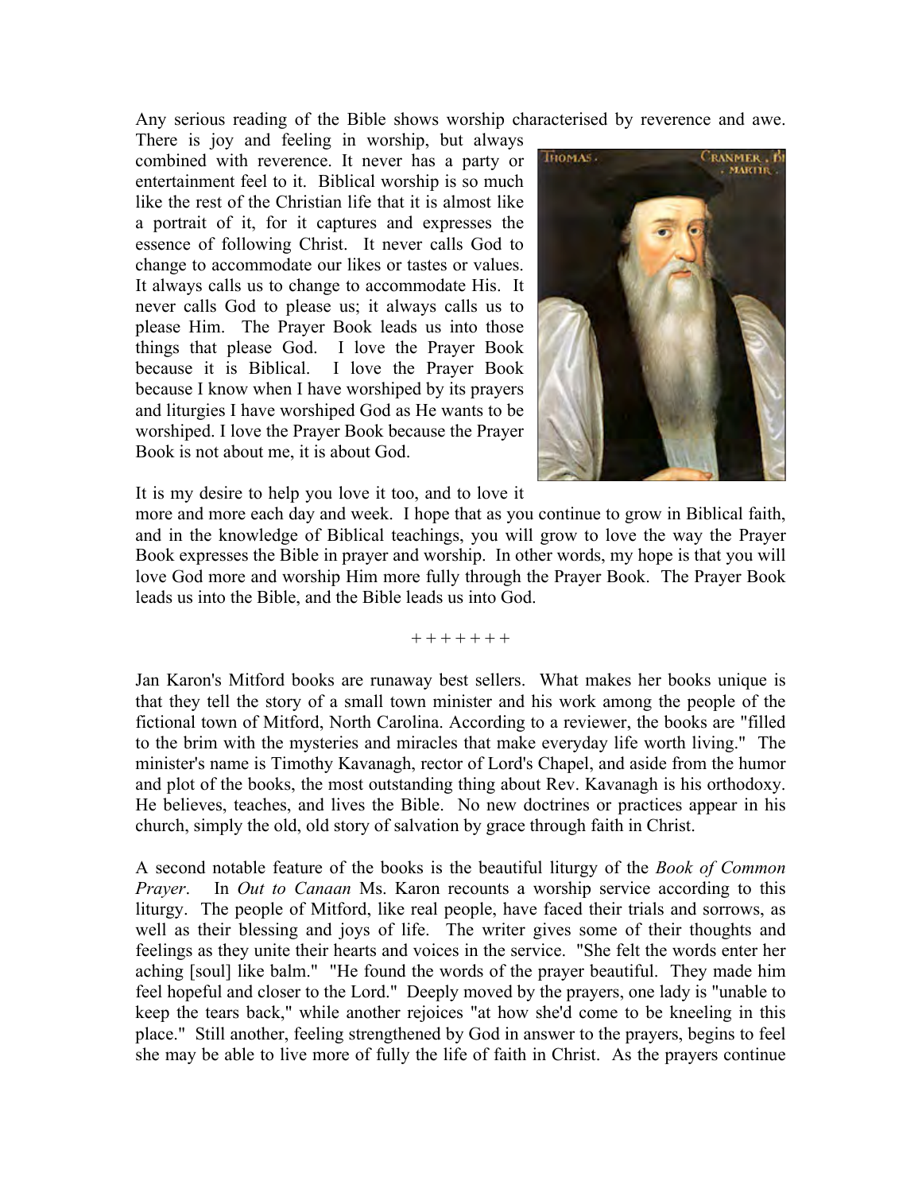Any serious reading of the Bible shows worship characterised by reverence and awe. There is joy and feeling in worship, but always combined with reverence. It never has a party or entertainment feel to it. Biblical worship is so much like the rest of the Christian life that it is almost like a portrait of it, for it captures and expresses the essence of following Christ. It never calls God to change to accommodate our likes or tastes or values. It always calls us to change to accommodate His. It never calls God to please us; it always calls us to please Him. The Prayer Book leads us into those things that please God. I love the Prayer Book because it is Biblical. I love the Prayer Book because I know when I have worshiped by its prayers and liturgies I have worshiped God as He wants to be worshiped. I love the Prayer Book because the Prayer Book is not about me, it is about God.

It is my desire to help you love it too, and to love it more and more each day and week. I hope that as you continue to grow in Biblical faith, and in the knowledge of Biblical teachings, you will grow to love the way the Prayer Book expresses the Bible in prayer and worship. In other words, my hope is that you will love God more and worship Him more fully through the Prayer Book. The Prayer Book leads us into the Bible, and the Bible leads us into God.

+ + + + + + +

Jan Karon's Mitford books are runaway best sellers. What makes her books unique is that they tell the story of a small town minister and his work among the people of the fictional town of Mitford, North Carolina. According to a reviewer, the books are "filled to the brim with the mysteries and miracles that make everyday life worth living." The minister's name is Timothy Kavanagh, rector of Lord's Chapel, and aside from the humor and plot of the books, the most outstanding thing about Rev. Kavanagh is his orthodoxy. He believes, teaches, and lives the Bible. No new doctrines or practices appear in his church, simply the old, old story of salvation by grace through faith in Christ.

A second notable feature of the books is the beautiful liturgy of the *Book of Common Prayer*. In *Out to Canaan* Ms. Karon recounts a worship service according to this liturgy. The people of Mitford, like real people, have faced their trials and sorrows, as well as their blessing and joys of life. The writer gives some of their thoughts and feelings as they unite their hearts and voices in the service. "She felt the words enter her aching [soul] like balm." "He found the words of the prayer beautiful. They made him feel hopeful and closer to the Lord." Deeply moved by the prayers, one lady is "unable to keep the tears back," while another rejoices "at how she'd come to be kneeling in this place." Still another, feeling strengthened by God in answer to the prayers, begins to feel she may be able to live more of fully the life of faith in Christ. As the prayers continue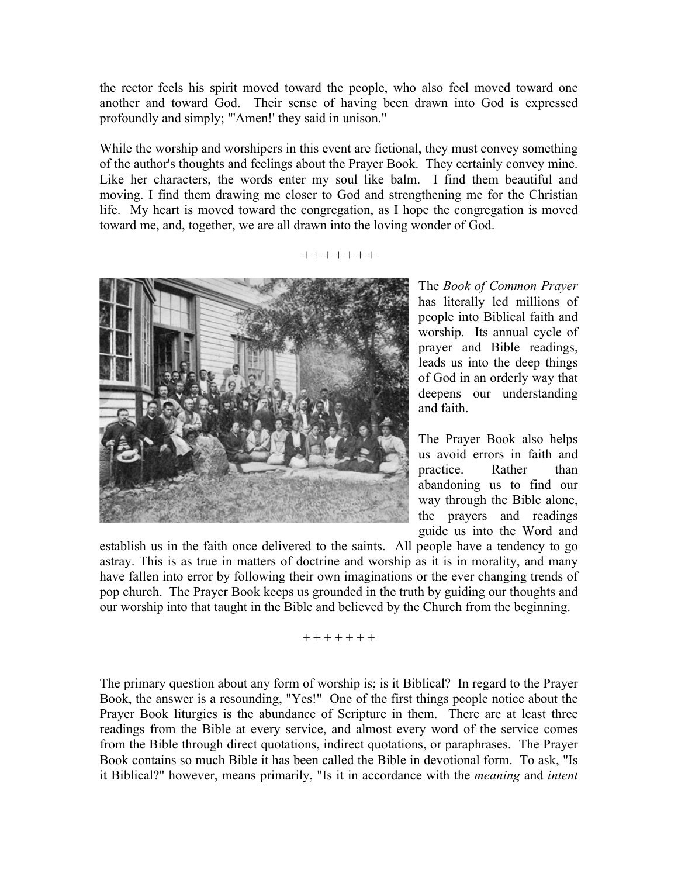the rector feels his spirit moved toward the people, who also feel moved toward one another and toward God. Their sense of having been drawn into God is expressed profoundly and simply; "'Amen!' they said in unison."

While the worship and worshipers in this event are fictional, they must convey something of the author's thoughts and feelings about the Prayer Book. They certainly convey mine. Like her characters, the words enter my soul like balm. I find them beautiful and moving. I find them drawing me closer to God and strengthening me for the Christian life. My heart is moved toward the congregation, as I hope the congregation is moved toward me, and, together, we are all drawn into the loving wonder of God.

+ + + + + + +

The *Book of Common Prayer* has literally led millions of people into Biblical faith and worship. Its annual cycle of prayer and Bible readings, leads us into the deep things of God in an orderly way that deepens our understanding and faith.

The Prayer Book also helps us avoid errors in faith and practice. Rather than abandoning us to find our way through the Bible alone, the prayers and readings guide us into the Word and establish us in the faith once delivered to the saints. All people have a tendency to go astray. This is as true in matters of doctrine and worship as it is in morality, and many have fallen into error by following their own imaginations or the ever changing trends of pop church. The Prayer Book keeps us grounded in the truth by guiding our thoughts and our worship into that taught in the Bible and believed by the Church from the beginning.

+ + + + + + +

The primary question about any form of worship is; is it Biblical? In regard to the Prayer Book, the answer is a resounding, "Yes!" One of the first things people notice about the Prayer Book liturgies is the abundance of Scripture in them. There are at least three readings from the Bible at every service, and almost every word of the service comes from the Bible through direct quotations, indirect quotations, or paraphrases. The Prayer Book contains so much Bible it has been called the Bible in devotional form. To ask, "Is it Biblical?" however, means primarily, "Is it in accordance with the *meaning* and *intent*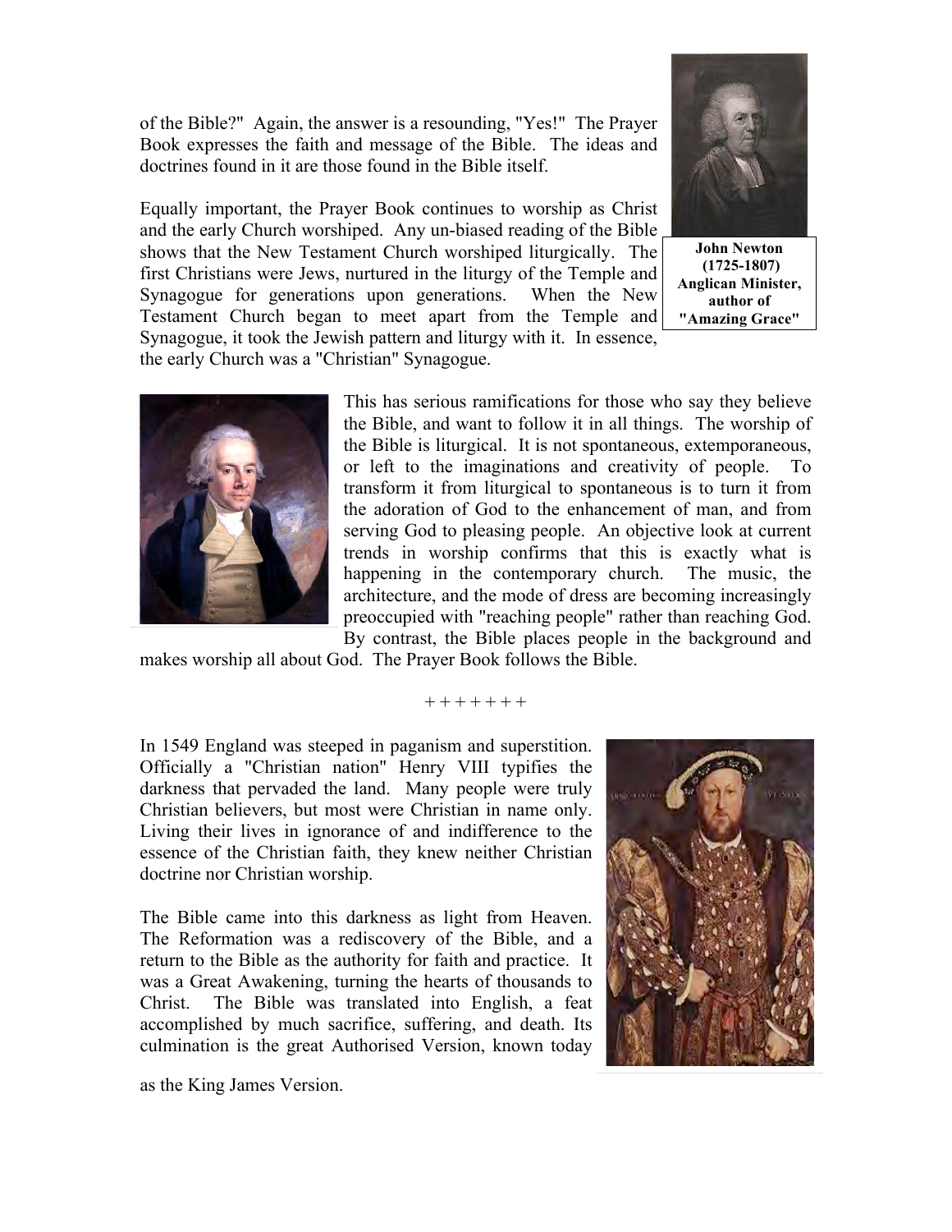of the Bible?" Again, the answer is a resounding, "Yes!" The Prayer Book expresses the faith and message of the Bible. The ideas and doctrines found in it are those found in the Bible itself.

Equally important, the Prayer Book continues to worship as Christ and the early Church worshiped. Any un-biased reading of the Bible shows that the New Testament Church worshiped liturgically. The first Christians were Jews, nurtured in the liturgy of the Temple and Synagogue for generations upon generations. When the New Testament Church began to meet apart from the Temple and Synagogue, it took the Jewish pattern and liturgy with it. In essence, the early Church was a "Christian" Synagogue.

**John Newton (1725-1807) Anglican Minister, author of "Amazing Grace"**

This has serious ramifications for those who say they believe the Bible, and want to follow it in all things. The worship of the Bible is liturgical. It is not spontaneous, extemporaneous, or left to the imaginations and creativity of people. To transform it from liturgical to spontaneous is to turn it from the adoration of God to the enhancement of man, and from serving God to pleasing people. An objective look at current trends in worship confirms that this is exactly what is happening in the contemporary church. The music, the architecture, and the mode of dress are becoming increasingly preoccupied with "reaching people" rather than reaching God. By contrast, the Bible places people in the background and makes worship all about God. The Prayer Book follows the Bible.

+ + + + + + +

In 1549 England was steeped in paganism and superstition. Officially a "Christian nation" Henry VIII typifies the darkness that pervaded the land. Many people were truly Christian believers, but most were Christian in name only. Living their lives in ignorance of and indifference to the essence of the Christian faith, they knew neither Christian doctrine nor Christian worship.

The Bible came into this darkness as light from Heaven. The Reformation was a rediscovery of the Bible, and a return to the Bible as the authority for faith and practice. It was a Great Awakening, turning the hearts of thousands to Christ. The Bible was translated into English, a feat accomplished by much sacrifice, suffering, and death. Its culmination is the great Authorised Version, known today as the King James Version.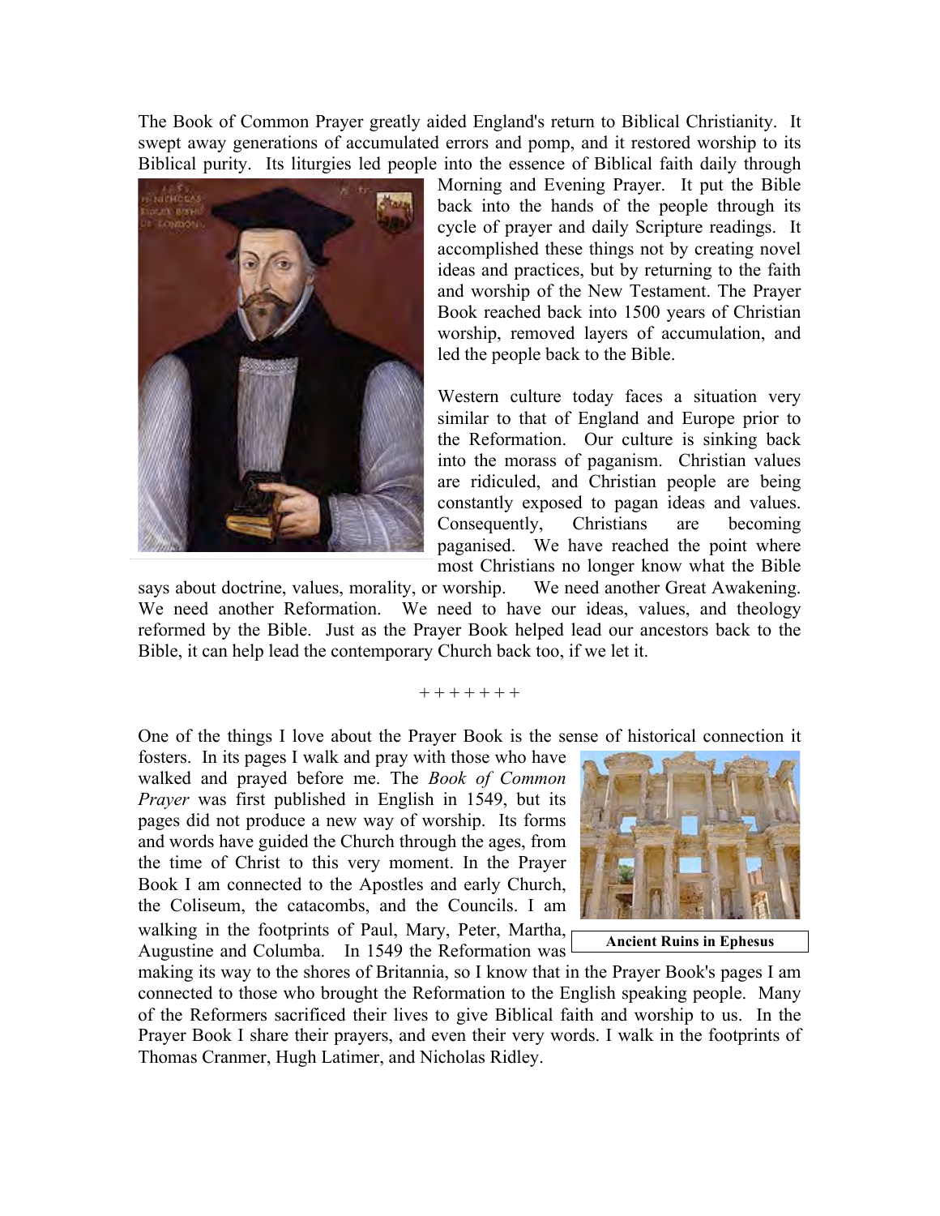The Book of Common Prayer greatly aided England's return to Biblical Christianity. It swept away generations of accumulated errors and pomp, and it restored worship to its Biblical purity. Its liturgies led people into the essence of Biblical faith daily through Morning and Evening Prayer. It put the Bible back into the hands of the people through its cycle of prayer and daily Scripture readings. It accomplished these things not by creating novel ideas and practices, but by returning to the faith and worship of the New Testament. The Prayer Book reached back into 1500 years of Christian worship, removed layers of accumulation, and led the people back to the Bible.

Western culture today faces a situation very similar to that of England and Europe prior to the Reformation. Our culture is sinking back into the morass of paganism. Christian values are ridiculed, and Christian people are being constantly exposed to pagan ideas and values. Consequently, Christians are becoming paganised. We have reached the point where most Christians no longer know what the Bible says about doctrine, values, morality, or worship. We need another Great Awakening. We need another Reformation. We need to have our ideas, values, and theology reformed by the Bible. Just as the Prayer Book helped lead our ancestors back to the Bible, it can help lead the contemporary Church back too, if we let it.

+ + + + + + +

One of the things I love about the Prayer Book is the sense of historical connection it fosters. In its pages I walk and pray with those who have walked and prayed before me. The *Book of Common Prayer* was first published in English in 1549, but its pages did not produce a new way of worship. Its forms and words have guided the Church through the ages, from the time of Christ to this very moment. In the Prayer Book I am connected to the Apostles and early Church, the Coliseum, the catacombs, and the Councils. I am walking in the footprints of Paul, Mary, Peter, Martha, Augustine and Columba. In 1549 the Reformation was making its way to the shores of Britannia, so I know that in the Prayer Book's pages I am connected to those who brought the Reformation to the English speaking people. Many of the Reformers sacrificed their lives to give Biblical faith and worship to us. In the Prayer Book I share their prayers, and even their very words. I walk in the footprints of Thomas Cranmer, Hugh Latimer, and Nicholas Ridley.

**Ancient Ruins in Ephesus**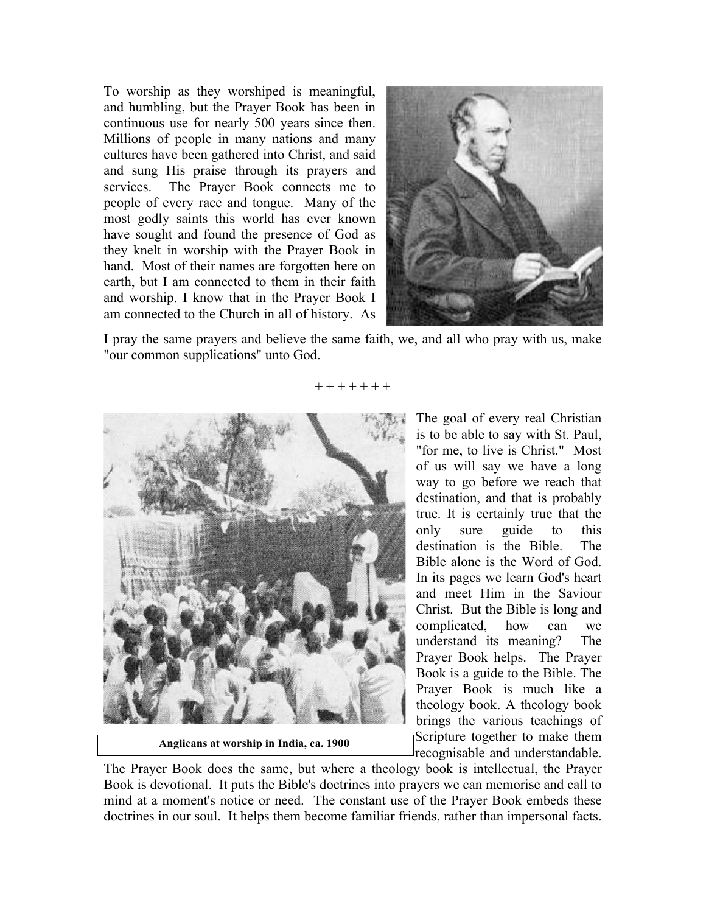To worship as they worshiped is meaningful, and humbling, but the Prayer Book has been in continuous use for nearly 500 years since then. Millions of people in many nations and many cultures have been gathered into Christ, and said and sung His praise through its prayers and services. The Prayer Book connects me to people of every race and tongue. Many of the most godly saints this world has ever known have sought and found the presence of God as they knelt in worship with the Prayer Book in hand. Most of their names are forgotten here on earth, but I am connected to them in their faith and worship. I know that in the Prayer Book I am connected to the Church in all of history. As I pray the same prayers and believe the same faith, we, and all who pray with us, make "our common supplications" unto God.

\+ + + + + + +

**Anglicans at worship in India, ca. 1900**

The goal of every real Christian is to be able to say with St. Paul, "for me, to live is Christ." Most of us will say we have a long way to go before we reach that destination, and that is probably true. It is certainly true that the only sure guide to this destination is the Bible. The Bible alone is the Word of God. In its pages we learn God's heart and meet Him in the Saviour Christ. But the Bible is long and complicated, how can we understand its meaning? The Prayer Book helps. The Prayer Book is a guide to the Bible. The Prayer Book is much like a theology book. A theology book brings the various teachings of Scripture together to make them recognisable and understandable. The Prayer Book does the same, but where a theology book is intellectual, the Prayer Book is devotional. It puts the Bible's doctrines into prayers we can memorise and call to mind at a moment's notice or need. The constant use of the Prayer Book embeds these doctrines in our soul. It helps them become familiar friends, rather than impersonal facts.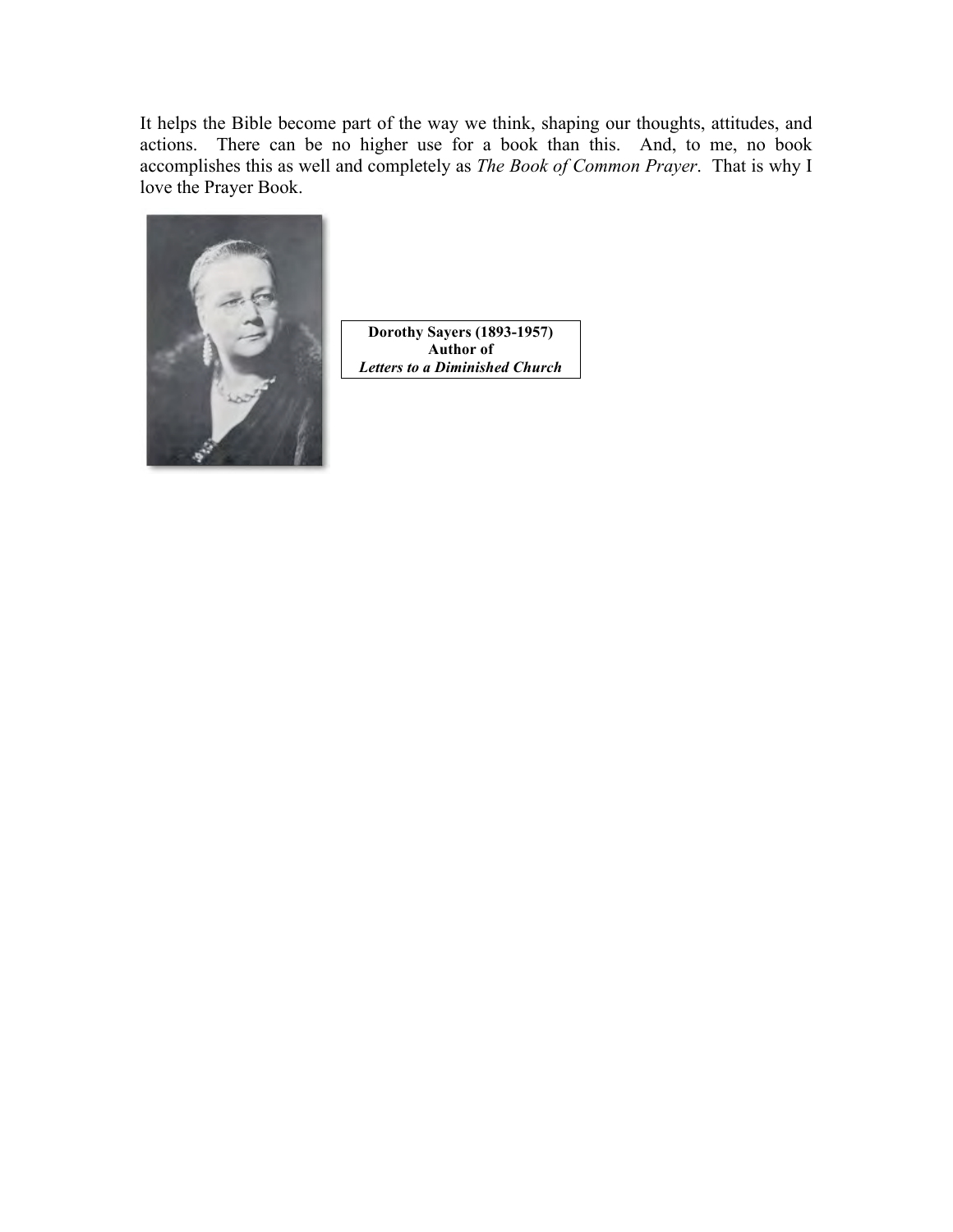It helps the Bible become part of the way we think, shaping our thoughts, attitudes, and actions. There can be no higher use for a book than this. And, to me, no book accomplishes this as well and completely as *The Book of Common Prayer*. That is why I love the Prayer Book.

**Dorothy Sayers (1893-1957)**
**Author of**
***Letters to a Diminished Church***